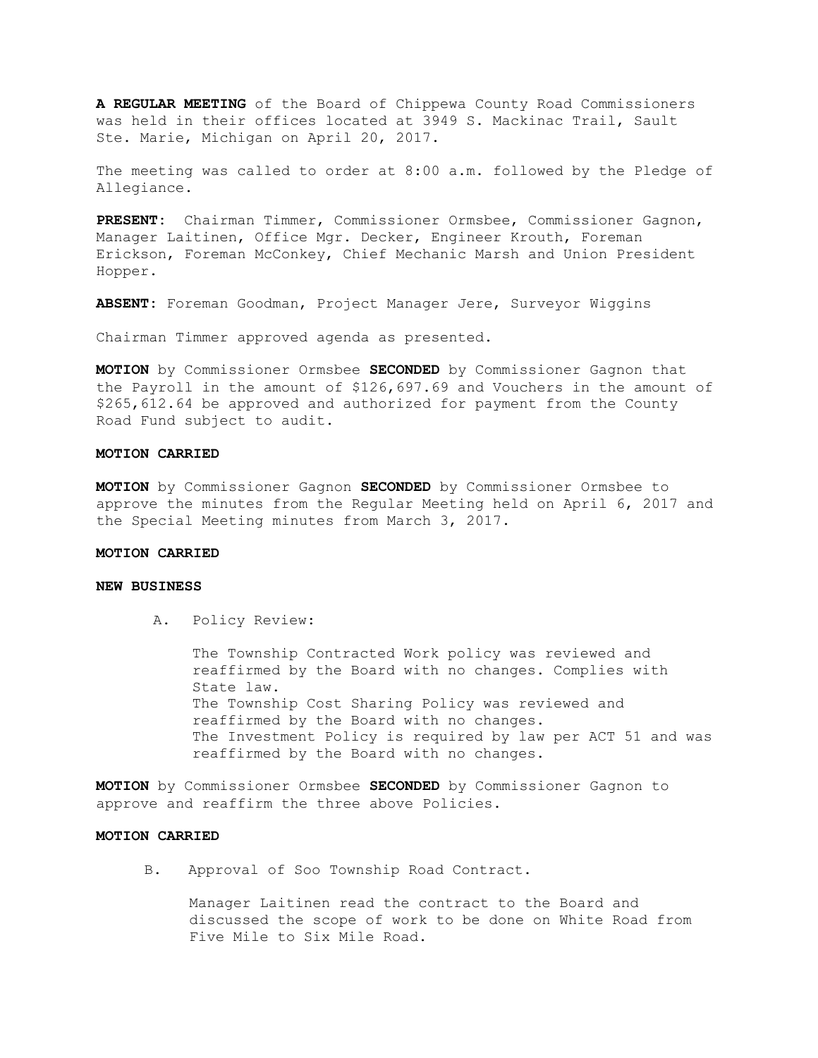**A REGULAR MEETING** of the Board of Chippewa County Road Commissioners was held in their offices located at 3949 S. Mackinac Trail, Sault Ste. Marie, Michigan on April 20, 2017.

The meeting was called to order at 8:00 a.m. followed by the Pledge of Allegiance.

**PRESENT**: Chairman Timmer, Commissioner Ormsbee, Commissioner Gagnon, Manager Laitinen, Office Mgr. Decker, Engineer Krouth, Foreman Erickson, Foreman McConkey, Chief Mechanic Marsh and Union President Hopper.

**ABSENT**: Foreman Goodman, Project Manager Jere, Surveyor Wiggins

Chairman Timmer approved agenda as presented.

**MOTION** by Commissioner Ormsbee **SECONDED** by Commissioner Gagnon that the Payroll in the amount of $126,697.69 and Vouchers in the amount of $265,612.64 be approved and authorized for payment from the County Road Fund subject to audit.

**MOTION CARRIED**

**MOTION** by Commissioner Gagnon **SECONDED** by Commissioner Ormsbee to approve the minutes from the Regular Meeting held on April 6, 2017 and the Special Meeting minutes from March 3, 2017.

**MOTION CARRIED**

**NEW BUSINESS**

A. Policy Review:

The Township Contracted Work policy was reviewed and reaffirmed by the Board with no changes. Complies with State law.
The Township Cost Sharing Policy was reviewed and reaffirmed by the Board with no changes.
The Investment Policy is required by law per ACT 51 and was reaffirmed by the Board with no changes.

**MOTION** by Commissioner Ormsbee **SECONDED** by Commissioner Gagnon to approve and reaffirm the three above Policies.

**MOTION CARRIED**

B. Approval of Soo Township Road Contract.

Manager Laitinen read the contract to the Board and discussed the scope of work to be done on White Road from Five Mile to Six Mile Road.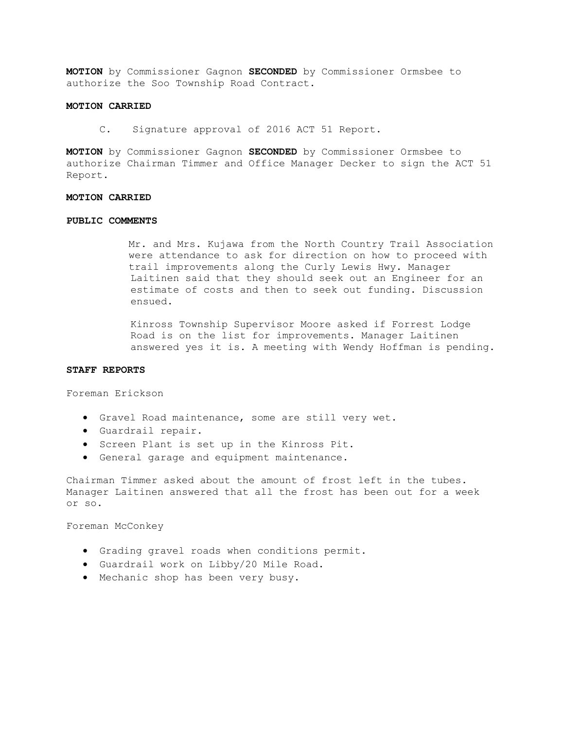**MOTION** by Commissioner Gagnon **SECONDED** by Commissioner Ormsbee to authorize the Soo Township Road Contract.

**MOTION CARRIED**

C. Signature approval of 2016 ACT 51 Report.

**MOTION** by Commissioner Gagnon **SECONDED** by Commissioner Ormsbee to authorize Chairman Timmer and Office Manager Decker to sign the ACT 51 Report.

**MOTION CARRIED**

**PUBLIC COMMENTS**

Mr. and Mrs. Kujawa from the North Country Trail Association were attendance to ask for direction on how to proceed with trail improvements along the Curly Lewis Hwy. Manager Laitinen said that they should seek out an Engineer for an estimate of costs and then to seek out funding. Discussion ensued.

Kinross Township Supervisor Moore asked if Forrest Lodge Road is on the list for improvements. Manager Laitinen answered yes it is. A meeting with Wendy Hoffman is pending.

**STAFF REPORTS**

Foreman Erickson

- Gravel Road maintenance, some are still very wet.
- Guardrail repair.
- Screen Plant is set up in the Kinross Pit.
- General garage and equipment maintenance.

Chairman Timmer asked about the amount of frost left in the tubes. Manager Laitinen answered that all the frost has been out for a week or so.

Foreman McConkey

- Grading gravel roads when conditions permit.
- Guardrail work on Libby/20 Mile Road.
- Mechanic shop has been very busy.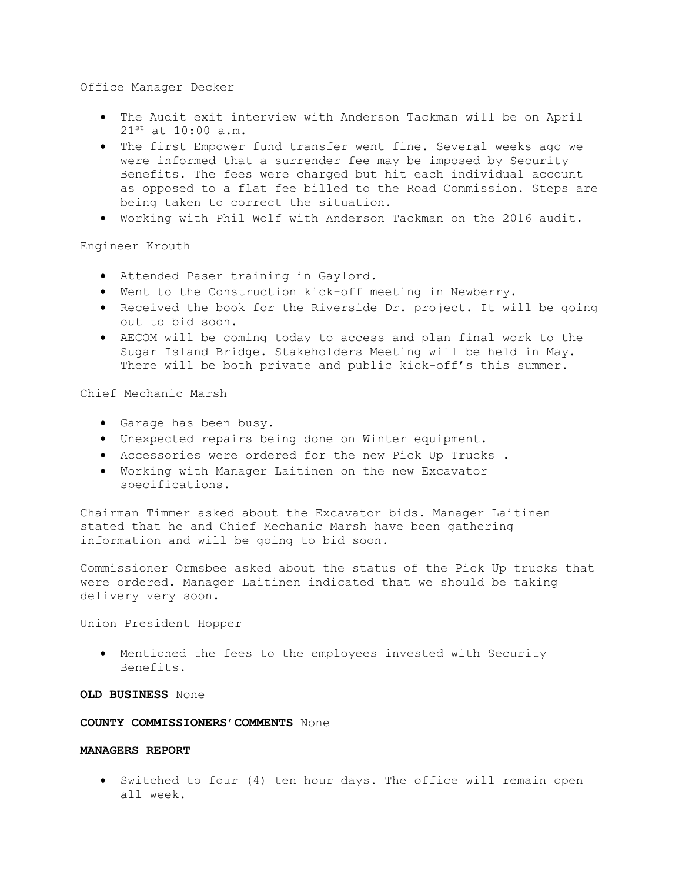Office Manager Decker

- The Audit exit interview with Anderson Tackman will be on April 21st at 10:00 a.m.
- The first Empower fund transfer went fine. Several weeks ago we were informed that a surrender fee may be imposed by Security Benefits. The fees were charged but hit each individual account as opposed to a flat fee billed to the Road Commission. Steps are being taken to correct the situation.
- Working with Phil Wolf with Anderson Tackman on the 2016 audit.

Engineer Krouth

- Attended Paser training in Gaylord.
- Went to the Construction kick-off meeting in Newberry.
- Received the book for the Riverside Dr. project. It will be going out to bid soon.
- AECOM will be coming today to access and plan final work to the Sugar Island Bridge. Stakeholders Meeting will be held in May. There will be both private and public kick-off's this summer.

Chief Mechanic Marsh

- Garage has been busy.
- Unexpected repairs being done on Winter equipment.
- Accessories were ordered for the new Pick Up Trucks .
- Working with Manager Laitinen on the new Excavator specifications.

Chairman Timmer asked about the Excavator bids. Manager Laitinen stated that he and Chief Mechanic Marsh have been gathering information and will be going to bid soon.

Commissioner Ormsbee asked about the status of the Pick Up trucks that were ordered. Manager Laitinen indicated that we should be taking delivery very soon.

Union President Hopper

- Mentioned the fees to the employees invested with Security Benefits.

**OLD BUSINESS** None

**COUNTY COMMISSIONERS'COMMENTS** None

**MANAGERS REPORT**

- Switched to four (4) ten hour days. The office will remain open all week.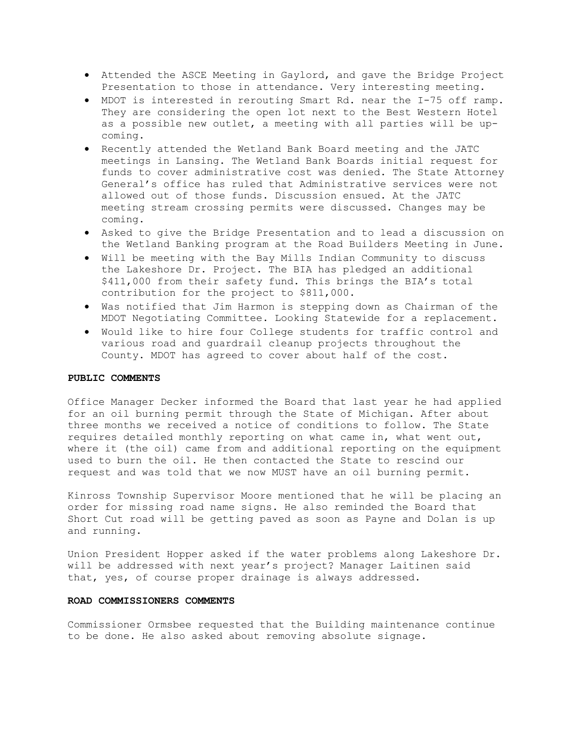- Attended the ASCE Meeting in Gaylord, and gave the Bridge Project Presentation to those in attendance. Very interesting meeting.
- MDOT is interested in rerouting Smart Rd. near the I-75 off ramp. They are considering the open lot next to the Best Western Hotel as a possible new outlet, a meeting with all parties will be up-coming.
- Recently attended the Wetland Bank Board meeting and the JATC meetings in Lansing. The Wetland Bank Boards initial request for funds to cover administrative cost was denied. The State Attorney General's office has ruled that Administrative services were not allowed out of those funds. Discussion ensued. At the JATC meeting stream crossing permits were discussed. Changes may be coming.
- Asked to give the Bridge Presentation and to lead a discussion on the Wetland Banking program at the Road Builders Meeting in June.
- Will be meeting with the Bay Mills Indian Community to discuss the Lakeshore Dr. Project. The BIA has pledged an additional $411,000 from their safety fund. This brings the BIA's total contribution for the project to $811,000.
- Was notified that Jim Harmon is stepping down as Chairman of the MDOT Negotiating Committee. Looking Statewide for a replacement.
- Would like to hire four College students for traffic control and various road and guardrail cleanup projects throughout the County. MDOT has agreed to cover about half of the cost.

**PUBLIC COMMENTS**

Office Manager Decker informed the Board that last year he had applied for an oil burning permit through the State of Michigan. After about three months we received a notice of conditions to follow. The State requires detailed monthly reporting on what came in, what went out, where it (the oil) came from and additional reporting on the equipment used to burn the oil. He then contacted the State to rescind our request and was told that we now MUST have an oil burning permit.

Kinross Township Supervisor Moore mentioned that he will be placing an order for missing road name signs. He also reminded the Board that Short Cut road will be getting paved as soon as Payne and Dolan is up and running.

Union President Hopper asked if the water problems along Lakeshore Dr. will be addressed with next year's project? Manager Laitinen said that, yes, of course proper drainage is always addressed.

**ROAD COMMISSIONERS COMMENTS**

Commissioner Ormsbee requested that the Building maintenance continue to be done. He also asked about removing absolute signage.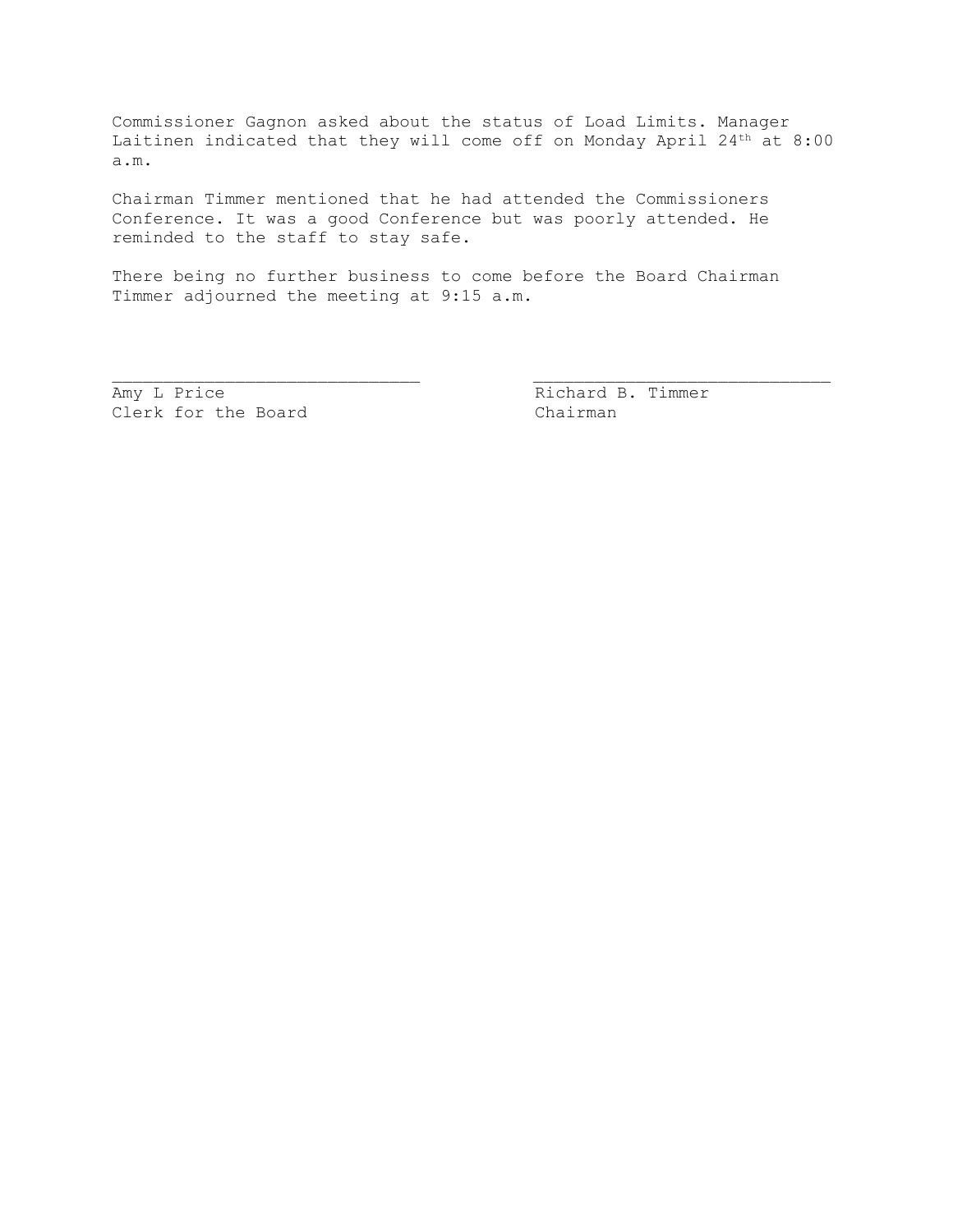Commissioner Gagnon asked about the status of Load Limits. Manager Laitinen indicated that they will come off on Monday April 24th at 8:00 a.m.

Chairman Timmer mentioned that he had attended the Commissioners Conference. It was a good Conference but was poorly attended. He reminded to the staff to stay safe.

There being no further business to come before the Board Chairman Timmer adjourned the meeting at 9:15 a.m.

| | |
|---|---|
| ______________________________ | ______________________________ |
| Amy L Price | Richard B. Timmer |
| Clerk for the Board | Chairman |